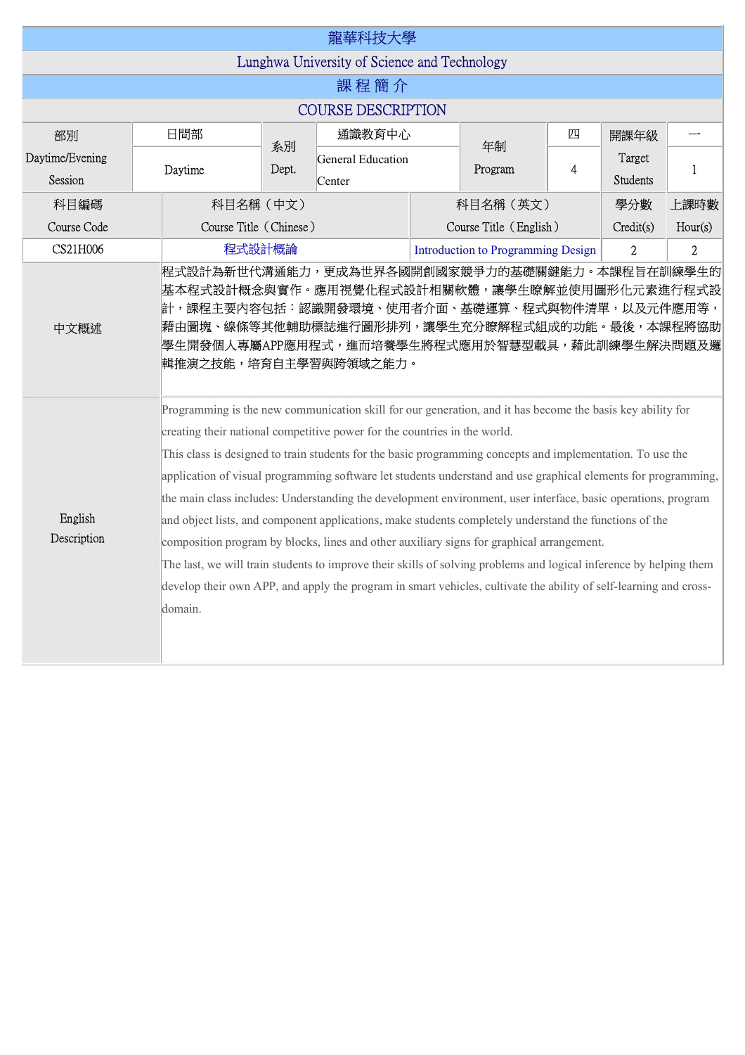# 龍華科技大學

## Lunghwa University of Science and Technology

## 課 程 簡 介

## COURSE DESCRIPTION

| 部別 Daytime/Evening Session | 日間部 Daytime | 系別 Dept. | 通識教育中心 General Education Center | 年制 Program | 四 4 | 開課年級 Target Students | 一 1 |
|---|---|---|---|---|---|---|---|

| 科目編碼 Course Code | 科目名稱（中文） Course Title（Chinese） | 科目名稱（英文） Course Title（English） | 學分數 Credit(s) | 上課時數 Hour(s) |
|---|---|---|---|---|
| CS21H006 | 程式設計概論 | Introduction to Programming Design | 2 | 2 |

| | |
|---|---|
| 中文概述 | 程式設計為新世代溝通能力，更成為世界各國開創國家競爭力的基礎關鍵能力。本課程旨在訓練學生的基本程式設計概念與實作。應用視覺化程式設計相關軟體，讓學生瞭解並使用圖形化元素進行程式設計，課程主要內容包括：認識開發環境、使用者介面、基礎運算、程式與物件清單，以及元件應用等，藉由圖塊、線條等其他輔助標誌進行圖形排列，讓學生充分瞭解程式組成的功能。最後，本課程將協助學生開發個人專屬APP應用程式，進而培養學生將程式應用於智慧型載具，藉此訓練學生解決問題及邏輯推演之技能，培育自主學習與跨領域之能力。 |
| English Description | Programming is the new communication skill for our generation, and it has become the basis key ability for creating their national competitive power for the countries in the world.<br>This class is designed to train students for the basic programming concepts and implementation. To use the application of visual programming software let students understand and use graphical elements for programming, the main class includes: Understanding the development environment, user interface, basic operations, program and object lists, and component applications, make students completely understand the functions of the composition program by blocks, lines and other auxiliary signs for graphical arrangement.<br>The last, we will train students to improve their skills of solving problems and logical inference by helping them develop their own APP, and apply the program in smart vehicles, cultivate the ability of self-learning and cross-domain. |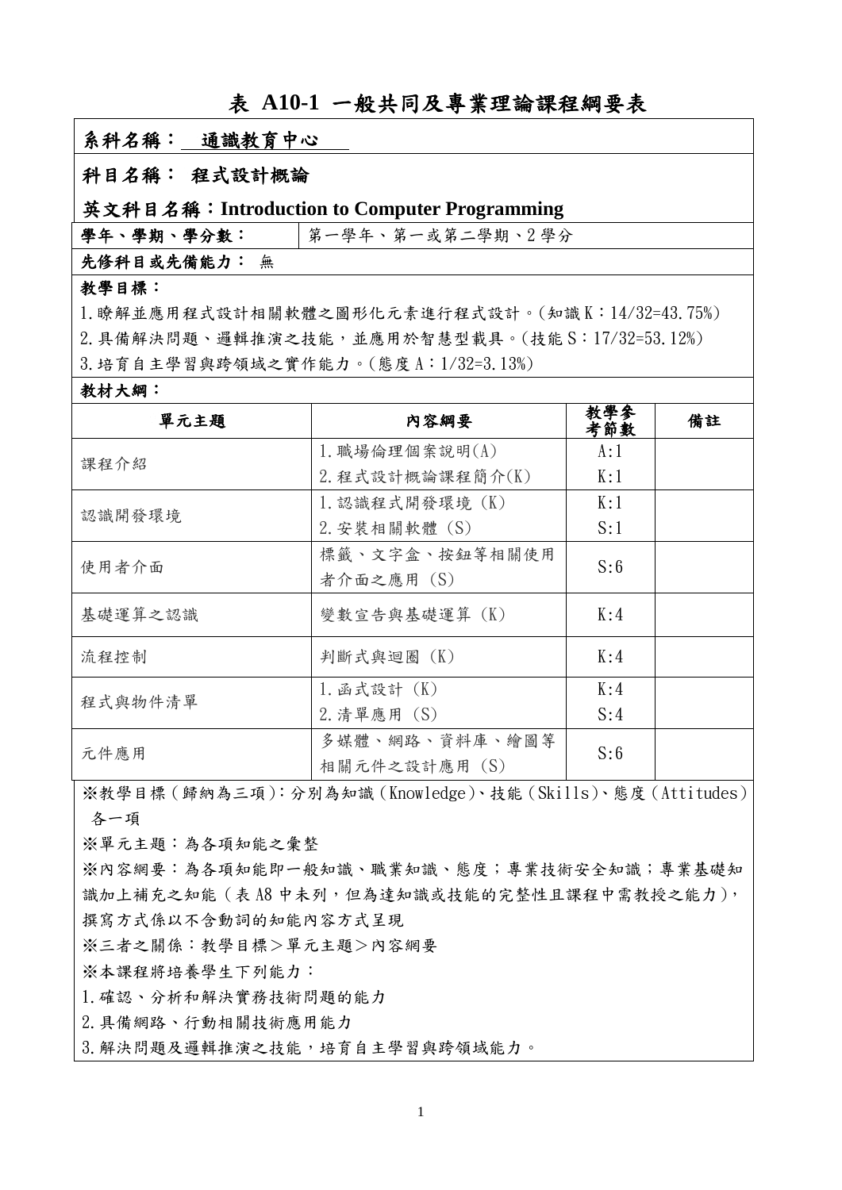# 表 A10-1 一般共同及專業理論課程綱要表

**系科名稱：** 通識教育中心

**科目名稱：** 程式設計概論

**英文科目名稱：Introduction to Computer Programming**

| **學年、學期、學分數：** | 第一學年、第一或第二學期、2 學分 |
|---|---|

**先修科目或先備能力：** 無

**教學目標：**

1.瞭解並應用程式設計相關軟體之圖形化元素進行程式設計。(知識 K：14/32=43.75%)
2.具備解決問題、邏輯推演之技能，並應用於智慧型載具。(技能 S：17/32=53.12%)
3.培育自主學習與跨領域之實作能力。(態度 A：1/32=3.13%)

**教材大綱：**

| 單元主題 | 內容綱要 | 教學參考節數 | 備註 |
|---|---|---|---|
| 課程介紹 | 1.職場倫理個案說明(A) | A:1 | |
| | 2.程式設計概論課程簡介(K) | K:1 | |
| 認識開發環境 | 1.認識程式開發環境 (K) | K:1 | |
| | 2.安裝相關軟體 (S) | S:1 | |
| 使用者介面 | 標籤、文字盒、按鈕等相關使用者介面之應用 (S) | S:6 | |
| 基礎運算之認識 | 變數宣告與基礎運算 (K) | K:4 | |
| 流程控制 | 判斷式與迴圈 (K) | K:4 | |
| 程式與物件清單 | 1.函式設計 (K) | K:4 | |
| | 2.清單應用 (S) | S:4 | |
| 元件應用 | 多媒體、網路、資料庫、繪圖等相關元件之設計應用 (S) | S:6 | |

※教學目標(歸納為三項)：分別為知識(Knowledge)、技能(Skills)、態度(Attitudes)各一項

※單元主題：為各項知能之彙整

※內容綱要：為各項知能即一般知識、職業知識、態度；專業技術安全知識；專業基礎知識加上補充之知能(表 A8 中未列，但為達知識或技能的完整性且課程中需教授之能力)，撰寫方式係以不含動詞的知能內容方式呈現

※三者之關係：教學目標＞單元主題＞內容綱要

※本課程將培養學生下列能力：

1.確認、分析和解決實務技術問題的能力
2.具備網路、行動相關技術應用能力
3.解決問題及邏輯推演之技能，培育自主學習與跨領域能力。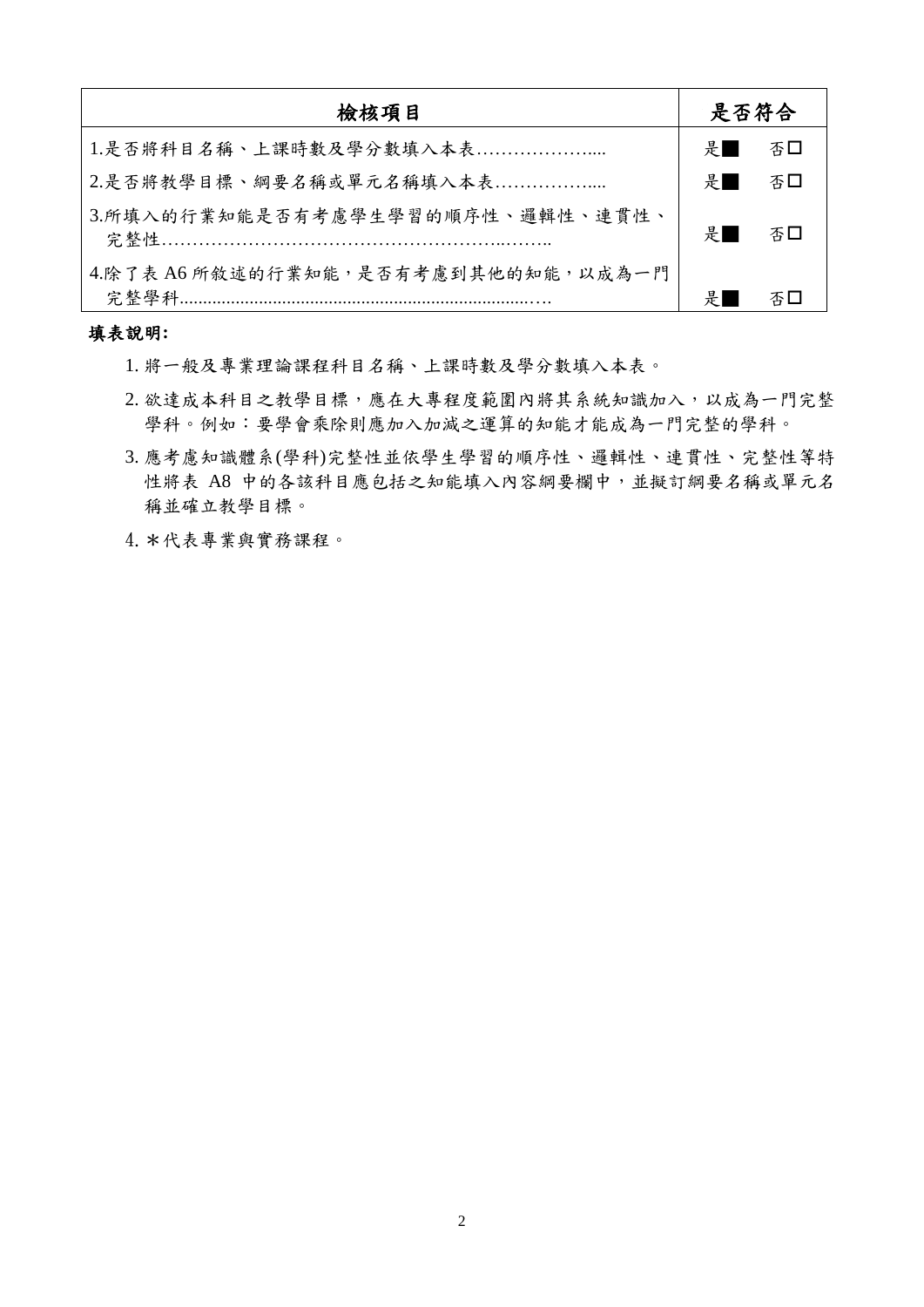| 檢核項目 | 是否符合 |
|---|---|
| 1.是否將科目名稱、上課時數及學分數填入本表………………..... | 是■ 否□ |
| 2.是否將教學目標、綱要名稱或單元名稱填入本表……………..... | 是■ 否□ |
| 3.所填入的行業知能是否有考慮學生學習的順序性、邏輯性、連貫性、完整性…………………………………………….……….. | 是■ 否□ |
| 4.除了表 A6 所敘述的行業知能，是否有考慮到其他的知能，以成為一門完整學科.........................................................................…. | 是■ 否□ |

**填表說明:**

1. 將一般及專業理論課程科目名稱、上課時數及學分數填入本表。
2. 欲達成本科目之教學目標，應在大專程度範圍內將其系統知識加入，以成為一門完整學科。例如：要學會乘除則應加入加減之運算的知能才能成為一門完整的學科。
3. 應考慮知識體系(學科)完整性並依學生學習的順序性、邏輯性、連貫性、完整性等特性將表 A8 中的各該科目應包括之知能填入內容綱要欄中，並擬訂綱要名稱或單元名稱並確立教學目標。
4. ＊代表專業與實務課程。